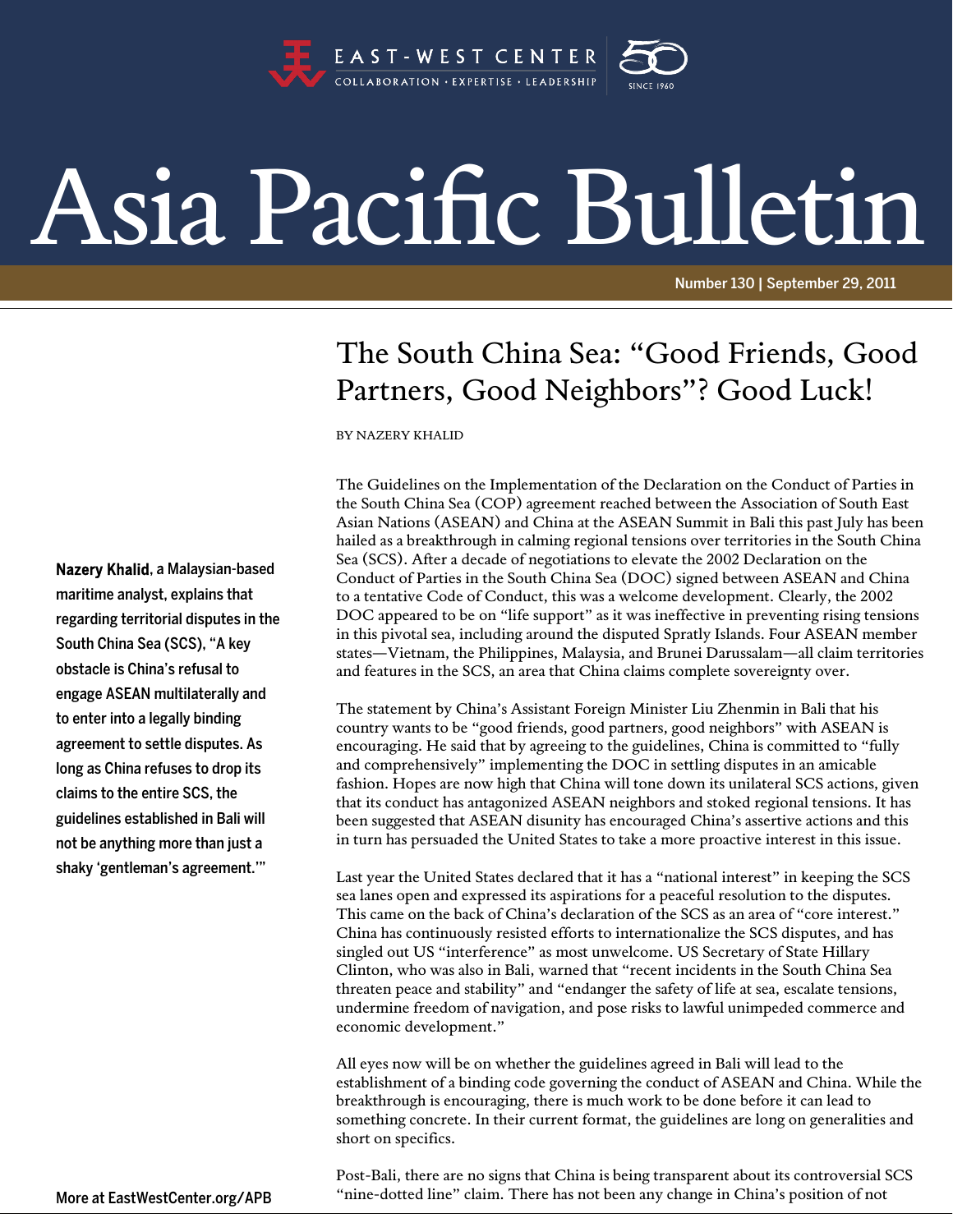# Asia Pacific Bulletin

Number 130 | September 29, 2011

## The South China Sea: "Good Friends, Good Partners, Good Neighbors"? Good Luck!

BY NAZERY KHALID

**Nazery Khalid**, a Malaysian-based maritime analyst, explains that regarding territorial disputes in the South China Sea (SCS), "A key obstacle is China's refusal to engage ASEAN multilaterally and to enter into a legally binding agreement to settle disputes. As long as China refuses to drop its claims to the entire SCS, the guidelines established in Bali will not be anything more than just a shaky 'gentleman's agreement.'"

The Guidelines on the Implementation of the Declaration on the Conduct of Parties in the South China Sea (COP) agreement reached between the Association of South East Asian Nations (ASEAN) and China at the ASEAN Summit in Bali this past July has been hailed as a breakthrough in calming regional tensions over territories in the South China Sea (SCS). After a decade of negotiations to elevate the 2002 Declaration on the Conduct of Parties in the South China Sea (DOC) signed between ASEAN and China to a tentative Code of Conduct, this was a welcome development. Clearly, the 2002 DOC appeared to be on "life support" as it was ineffective in preventing rising tensions in this pivotal sea, including around the disputed Spratly Islands. Four ASEAN member states—Vietnam, the Philippines, Malaysia, and Brunei Darussalam—all claim territories and features in the SCS, an area that China claims complete sovereignty over.

The statement by China's Assistant Foreign Minister Liu Zhenmin in Bali that his country wants to be "good friends, good partners, good neighbors" with ASEAN is encouraging. He said that by agreeing to the guidelines, China is committed to "fully and comprehensively" implementing the DOC in settling disputes in an amicable fashion. Hopes are now high that China will tone down its unilateral SCS actions, given that its conduct has antagonized ASEAN neighbors and stoked regional tensions. It has been suggested that ASEAN disunity has encouraged China's assertive actions and this in turn has persuaded the United States to take a more proactive interest in this issue.

Last year the United States declared that it has a "national interest" in keeping the SCS sea lanes open and expressed its aspirations for a peaceful resolution to the disputes. This came on the back of China's declaration of the SCS as an area of "core interest." China has continuously resisted efforts to internationalize the SCS disputes, and has singled out US "interference" as most unwelcome. US Secretary of State Hillary Clinton, who was also in Bali, warned that "recent incidents in the South China Sea threaten peace and stability" and "endanger the safety of life at sea, escalate tensions, undermine freedom of navigation, and pose risks to lawful unimpeded commerce and economic development."

All eyes now will be on whether the guidelines agreed in Bali will lead to the establishment of a binding code governing the conduct of ASEAN and China. While the breakthrough is encouraging, there is much work to be done before it can lead to something concrete. In their current format, the guidelines are long on generalities and short on specifics.

Post-Bali, there are no signs that China is being transparent about its controversial SCS "nine-dotted line" claim. There has not been any change in China's position of not

More at EastWestCenter.org/APB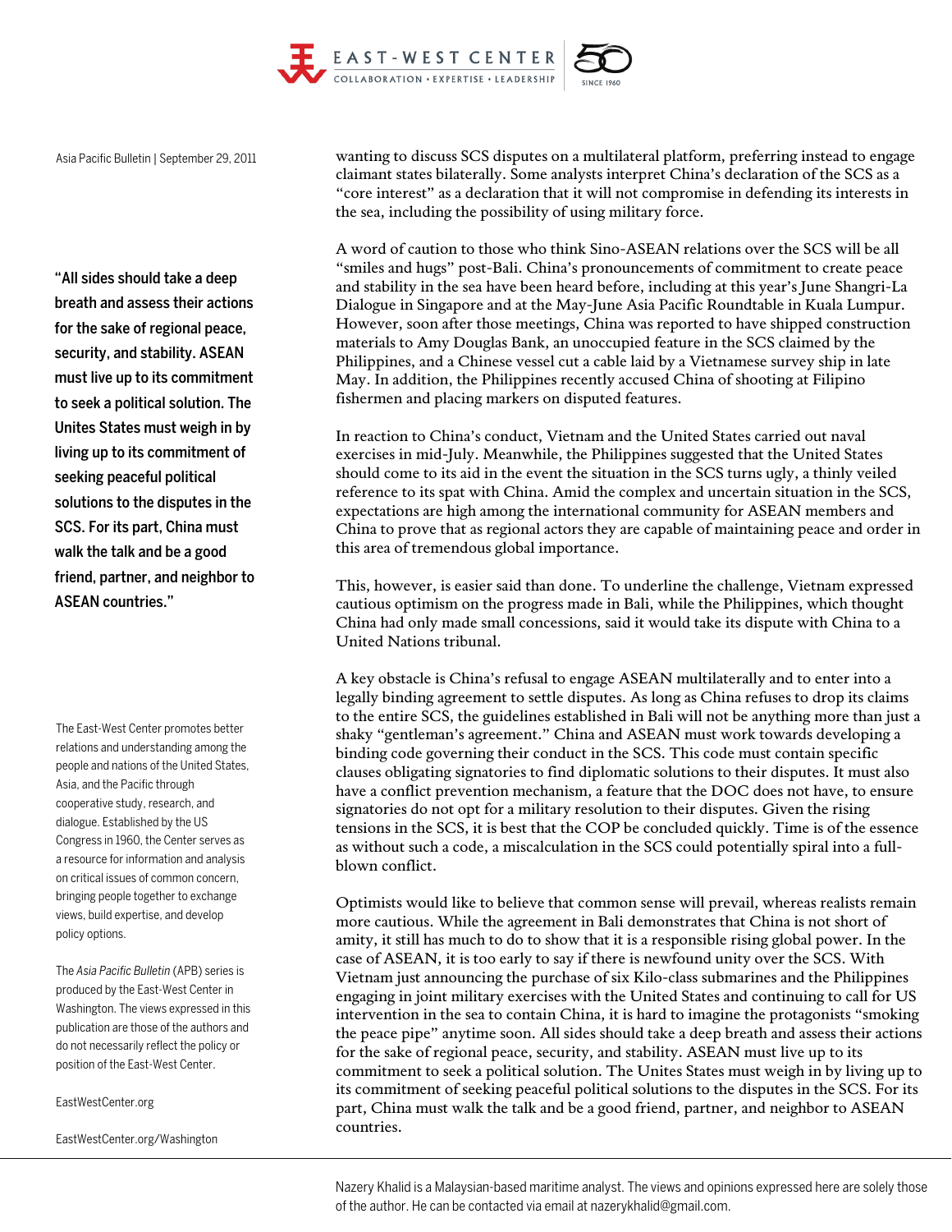wanting to discuss SCS disputes on a multilateral platform, preferring instead to engage claimant states bilaterally. Some analysts interpret China's declaration of the SCS as a "core interest" as a declaration that it will not compromise in defending its interests in the sea, including the possibility of using military force.

A word of caution to those who think Sino-ASEAN relations over the SCS will be all "smiles and hugs" post-Bali. China's pronouncements of commitment to create peace and stability in the sea have been heard before, including at this year's June Shangri-La Dialogue in Singapore and at the May-June Asia Pacific Roundtable in Kuala Lumpur. However, soon after those meetings, China was reported to have shipped construction materials to Amy Douglas Bank, an unoccupied feature in the SCS claimed by the Philippines, and a Chinese vessel cut a cable laid by a Vietnamese survey ship in late May. In addition, the Philippines recently accused China of shooting at Filipino fishermen and placing markers on disputed features.

In reaction to China's conduct, Vietnam and the United States carried out naval exercises in mid-July. Meanwhile, the Philippines suggested that the United States should come to its aid in the event the situation in the SCS turns ugly, a thinly veiled reference to its spat with China. Amid the complex and uncertain situation in the SCS, expectations are high among the international community for ASEAN members and China to prove that as regional actors they are capable of maintaining peace and order in this area of tremendous global importance.

This, however, is easier said than done. To underline the challenge, Vietnam expressed cautious optimism on the progress made in Bali, while the Philippines, which thought China had only made small concessions, said it would take its dispute with China to a United Nations tribunal.

A key obstacle is China's refusal to engage ASEAN multilaterally and to enter into a legally binding agreement to settle disputes. As long as China refuses to drop its claims to the entire SCS, the guidelines established in Bali will not be anything more than just a shaky "gentleman's agreement." China and ASEAN must work towards developing a binding code governing their conduct in the SCS. This code must contain specific clauses obligating signatories to find diplomatic solutions to their disputes. It must also have a conflict prevention mechanism, a feature that the DOC does not have, to ensure signatories do not opt for a military resolution to their disputes. Given the rising tensions in the SCS, it is best that the COP be concluded quickly. Time is of the essence as without such a code, a miscalculation in the SCS could potentially spiral into a full-blown conflict.

Optimists would like to believe that common sense will prevail, whereas realists remain more cautious. While the agreement in Bali demonstrates that China is not short of amity, it still has much to do to show that it is a responsible rising global power. In the case of ASEAN, it is too early to say if there is newfound unity over the SCS. With Vietnam just announcing the purchase of six Kilo-class submarines and the Philippines engaging in joint military exercises with the United States and continuing to call for US intervention in the sea to contain China, it is hard to imagine the protagonists "smoking the peace pipe" anytime soon. All sides should take a deep breath and assess their actions for the sake of regional peace, security, and stability. ASEAN must live up to its commitment to seek a political solution. The Unites States must weigh in by living up to its commitment of seeking peaceful political solutions to the disputes in the SCS. For its part, China must walk the talk and be a good friend, partner, and neighbor to ASEAN countries.

**"All sides should take a deep breath and assess their actions for the sake of regional peace, security, and stability. ASEAN must live up to its commitment to seek a political solution. The Unites States must weigh in by living up to its commitment of seeking peaceful political solutions to the disputes in the SCS. For its part, China must walk the talk and be a good friend, partner, and neighbor to ASEAN countries."**

Nazery Khalid is a Malaysian-based maritime analyst. The views and opinions expressed here are solely those of the author. He can be contacted via email at nazerykhalid@gmail.com.

The East-West Center promotes better relations and understanding among the people and nations of the United States, Asia, and the Pacific through cooperative study, research, and dialogue. Established by the US Congress in 1960, the Center serves as a resource for information and analysis on critical issues of common concern, bringing people together to exchange views, build expertise, and develop policy options.

The *Asia Pacific Bulletin* (APB) series is produced by the East-West Center in Washington. The views expressed in this publication are those of the authors and do not necessarily reflect the policy or position of the East-West Center.

EastWestCenter.org

EastWestCenter.org/Washington